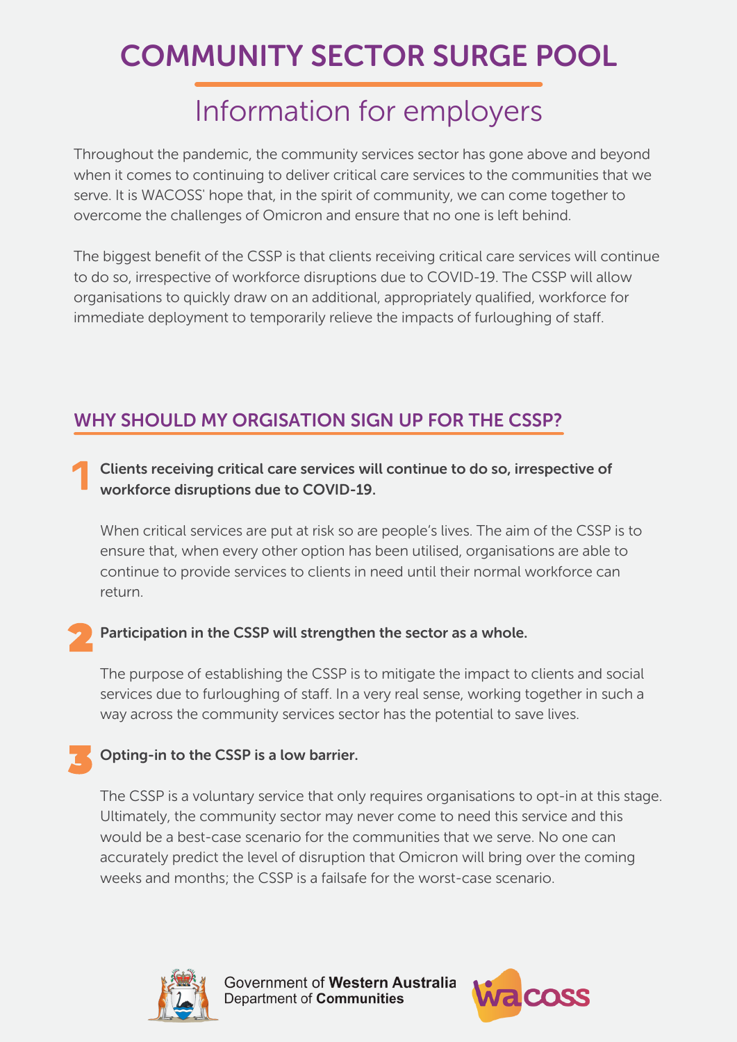# COMMUNITY SECTOR SURGE POOL

## Information for employers

Throughout the pandemic, the community services sector has gone above and beyond when it comes to continuing to deliver critical care services to the communities that we serve. It is WACOSS' hope that, in the spirit of community, we can come together to overcome the challenges of Omicron and ensure that no one is left behind.

The biggest benefit of the CSSP is that clients receiving critical care services will continue to do so, irrespective of workforce disruptions due to COVID-19. The CSSP will allow organisations to quickly draw on an additional, appropriately qualified, workforce for immediate deployment to temporarily relieve the impacts of furloughing of staff.

## WHY SHOULD MY ORGISATION SIGN UP FOR THE CSSP?

### 1 Clients receiving critical care services will continue to do so, irrespective of workforce disruptions due to COVID-19.

When critical services are put at risk so are people's lives. The aim of the CSSP is to ensure that, when every other option has been utilised, organisations are able to continue to provide services to clients in need until their normal workforce can return.

### 2 Participation in the CSSP will strengthen the sector as a whole.

The purpose of establishing the CSSP is to mitigate the impact to clients and social services due to furloughing of staff. In a very real sense, working together in such a way across the community services sector has the potential to save lives.

### 3 Opting-in to the CSSP is a low barrier.

The CSSP is a voluntary service that only requires organisations to opt-in at this stage. Ultimately, the community sector may never come to need this service and this would be a best-case scenario for the communities that we serve. No one can accurately predict the level of disruption that Omicron will bring over the coming weeks and months; the CSSP is a failsafe for the worst-case scenario.

Government of **Western Australia**
Department of **Communities**

wacoss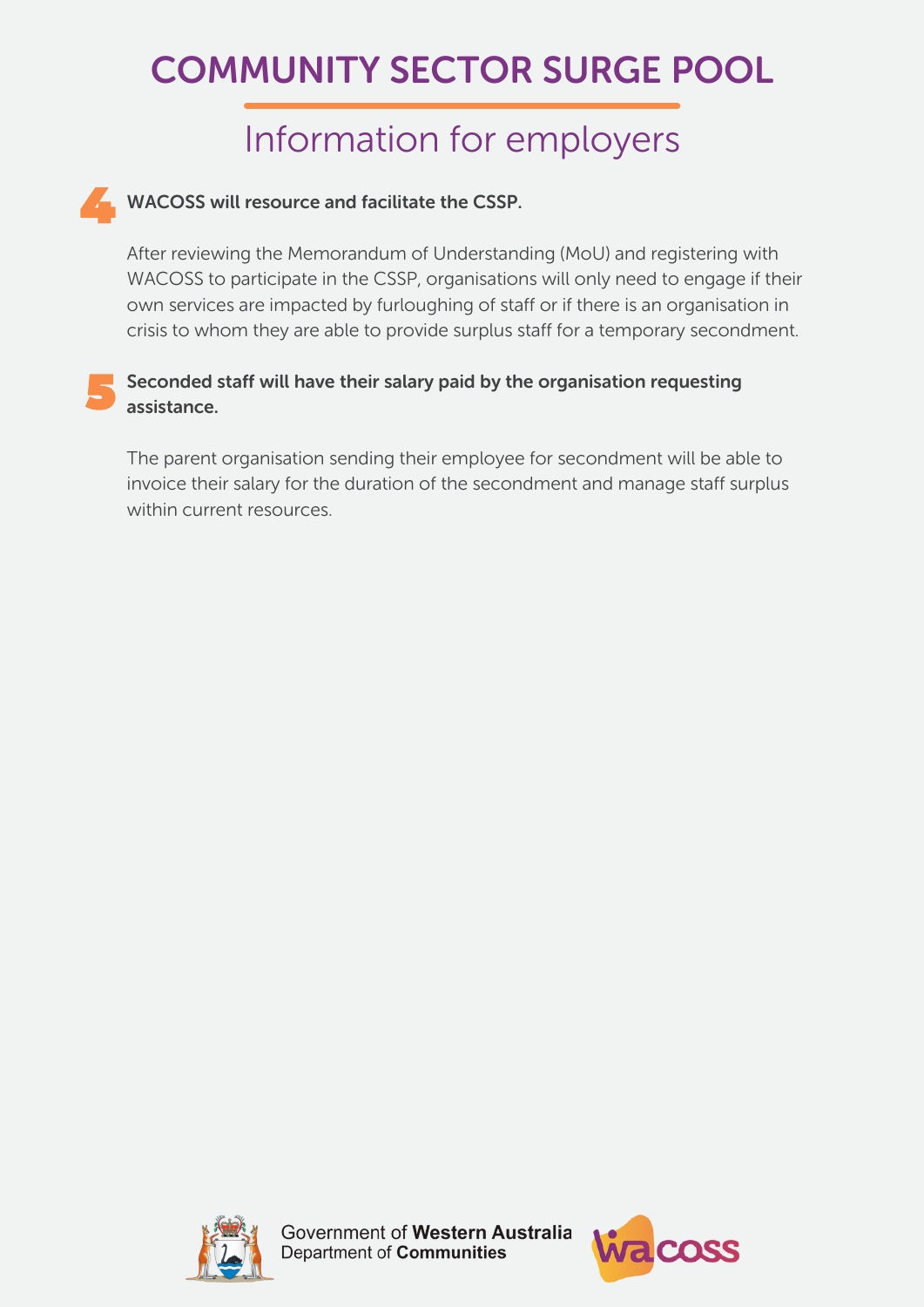# COMMUNITY SECTOR SURGE POOL

## Information for employers

**4 WACOSS will resource and facilitate the CSSP.**

After reviewing the Memorandum of Understanding (MoU) and registering with WACOSS to participate in the CSSP, organisations will only need to engage if their own services are impacted by furloughing of staff or if there is an organisation in crisis to whom they are able to provide surplus staff for a temporary secondment.

**5 Seconded staff will have their salary paid by the organisation requesting assistance.**

The parent organisation sending their employee for secondment will be able to invoice their salary for the duration of the secondment and manage staff surplus within current resources.

Government of **Western Australia**
Department of **Communities**

wacoss